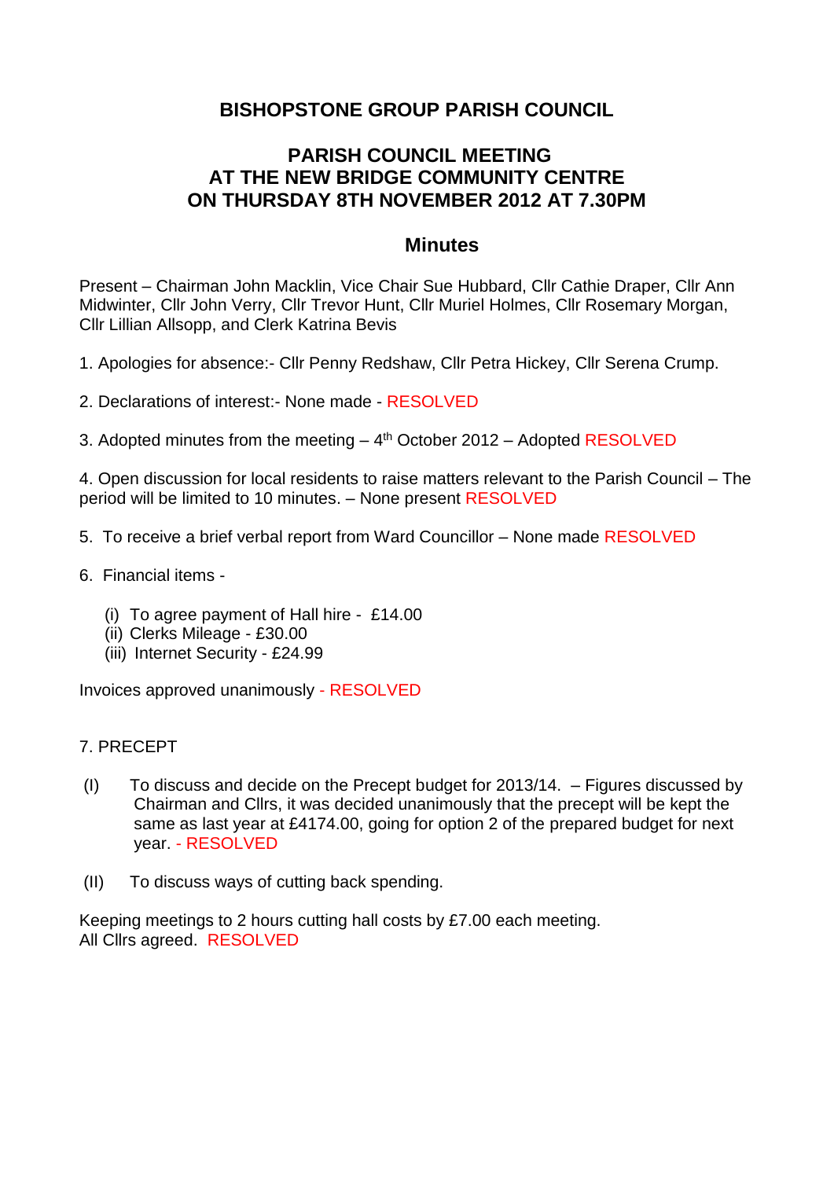# BISHOPSTONE GROUP PARISH COUNCIL

## PARISH COUNCIL MEETING AT THE NEW BRIDGE COMMUNITY CENTRE ON THURSDAY 8TH NOVEMBER 2012 AT 7.30PM

## Minutes

Present – Chairman John Macklin, Vice Chair Sue Hubbard, Cllr Cathie Draper, Cllr Ann Midwinter, Cllr John Verry, Cllr Trevor Hunt, Cllr Muriel Holmes, Cllr Rosemary Morgan, Cllr Lillian Allsopp, and Clerk Katrina Bevis

1. Apologies for absence:- Cllr Penny Redshaw, Cllr Petra Hickey, Cllr Serena Crump.

2. Declarations of interest:- None made - RESOLVED

3. Adopted minutes from the meeting – 4th October 2012 – Adopted RESOLVED

4. Open discussion for local residents to raise matters relevant to the Parish Council – The period will be limited to 10 minutes. – None present RESOLVED

5. To receive a brief verbal report from Ward Councillor – None made RESOLVED

6. Financial items -

   (i) To agree payment of Hall hire - £14.00
   (ii) Clerks Mileage - £30.00
   (iii) Internet Security - £24.99

Invoices approved unanimously - RESOLVED

7. PRECEPT

(I) To discuss and decide on the Precept budget for 2013/14. – Figures discussed by Chairman and Cllrs, it was decided unanimously that the precept will be kept the same as last year at £4174.00, going for option 2 of the prepared budget for next year. - RESOLVED

(II) To discuss ways of cutting back spending.

Keeping meetings to 2 hours cutting hall costs by £7.00 each meeting.
All Cllrs agreed. RESOLVED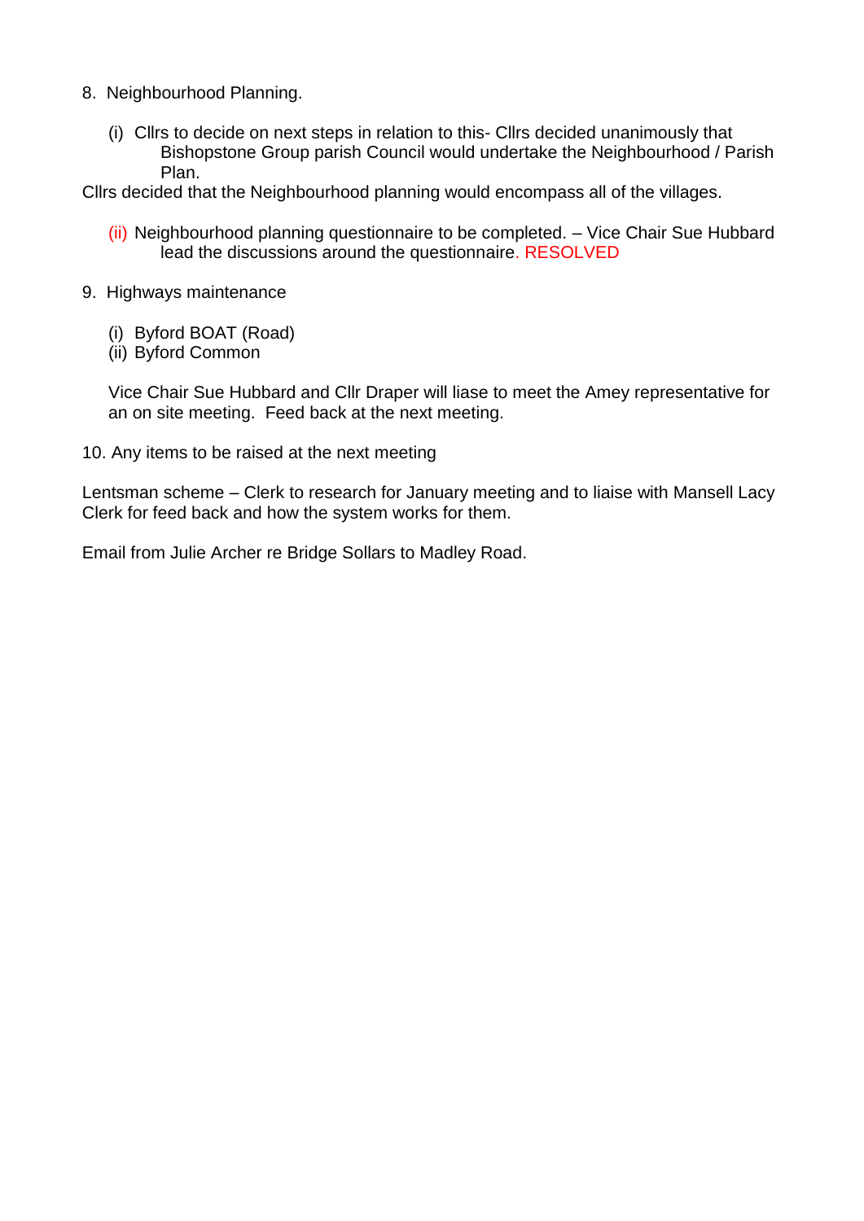8. Neighbourhood Planning.

    (i) Cllrs to decide on next steps in relation to this- Cllrs decided unanimously that Bishopstone Group parish Council would undertake the Neighbourhood / Parish Plan.

Cllrs decided that the Neighbourhood planning would encompass all of the villages.

    (ii) Neighbourhood planning questionnaire to be completed. – Vice Chair Sue Hubbard lead the discussions around the questionnaire. RESOLVED

9. Highways maintenance

    (i) Byford BOAT (Road)
    (ii) Byford Common

    Vice Chair Sue Hubbard and Cllr Draper will liase to meet the Amey representative for an on site meeting. Feed back at the next meeting.

10. Any items to be raised at the next meeting

Lentsman scheme – Clerk to research for January meeting and to liaise with Mansell Lacy Clerk for feed back and how the system works for them.

Email from Julie Archer re Bridge Sollars to Madley Road.